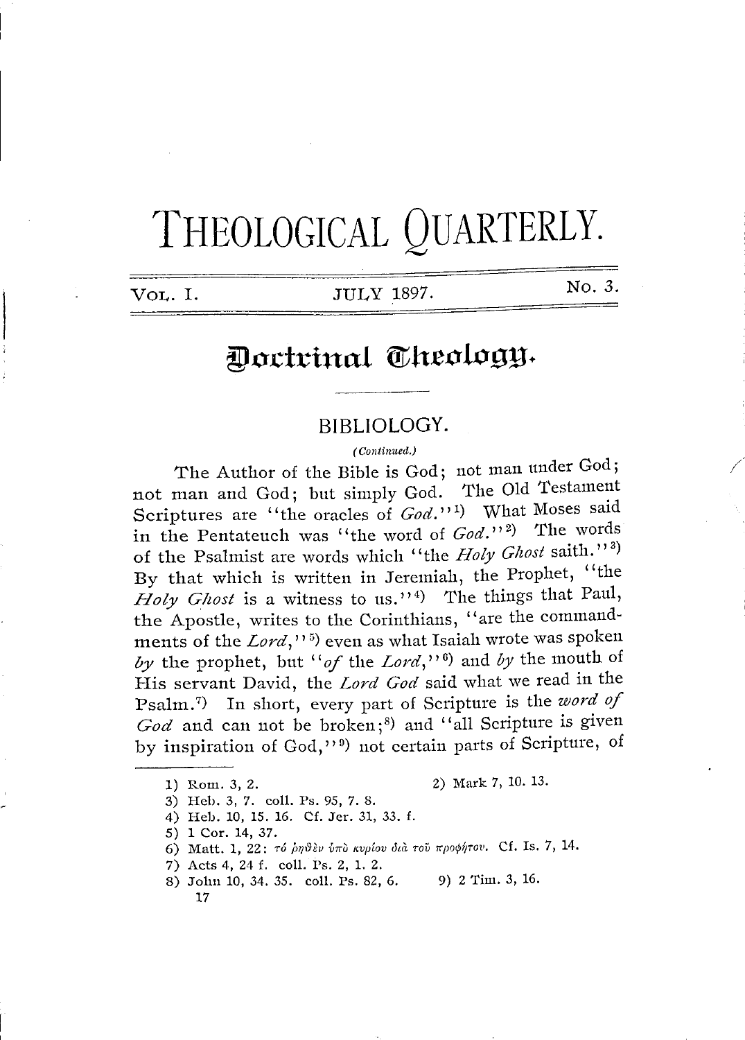# THEOLOGICAL QUARTERLY.

VOL. I. JULY 1897. NO. 3.

## Doctrinal Theology.

### BIBLIOLOGY.

*(Continued.)*

The Author of the Bible is God; not man under God; not man and God; but simply God. The Old Testament Scriptures are "the oracles of *God*."[1] What Moses said in the Pentateuch was "the word of *God*."[2] The words of the Psalmist are words which "the *Holy Ghost* saith."[3] By that which is written in Jeremiah, the Prophet, "the *Holy Ghost* is a witness to us."[4] The things that Paul, the Apostle, writes to the Corinthians, "are the commandments of the *Lord*,"[5] even as what Isaiah wrote was spoken *by* the prophet, but "*of* the *Lord*,"[6] and *by* the mouth of His servant David, the *Lord God* said what we read in the Psalm.[7] In short, every part of Scripture is the *word of God* and can not be broken;[8] and "all Scripture is given by inspiration of God,"[9] not certain parts of Scripture, of

---

1) Rom. 3, 2.
2) Mark 7, 10. 13.
3) Heb. 3, 7. coll. Ps. 95, 7. 8.
4) Heb. 10, 15. 16. Cf. Jer. 31, 33. f.
5) 1 Cor. 14, 37.
6) Matt. 1, 22: τό ῥηθὲν ὑπὸ κυρίου διὰ τοῦ προφήτου. Cf. Is. 7, 14.
7) Acts 4, 24 f. coll. Ps. 2, 1. 2.
8) John 10, 34. 35. coll. Ps. 82, 6.
9) 2 Tim. 3, 16.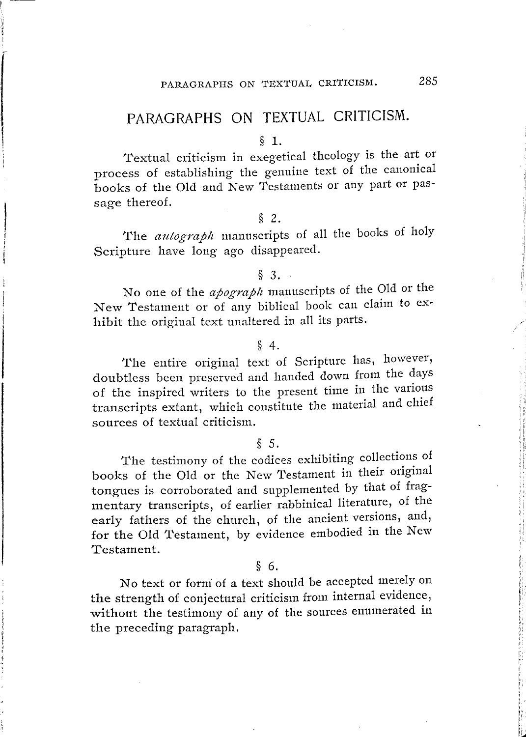# PARAGRAPHS ON TEXTUAL CRITICISM.

§ 1.

Textual criticism in exegetical theology is the art or process of establishing the genuine text of the canonical books of the Old and New Testaments or any part or passage thereof.

§ 2.

The *autograph* manuscripts of all the books of holy Scripture have long ago disappeared.

§ 3.

No one of the *apograph* manuscripts of the Old or the New Testament or of any biblical book can claim to exhibit the original text unaltered in all its parts.

§ 4.

The entire original text of Scripture has, however, doubtless been preserved and handed down from the days of the inspired writers to the present time in the various transcripts extant, which constitute the material and chief sources of textual criticism.

§ 5.

The testimony of the codices exhibiting collections of books of the Old or the New Testament in their original tongues is corroborated and supplemented by that of fragmentary transcripts, of earlier rabbinical literature, of the early fathers of the church, of the ancient versions, and, for the Old Testament, by evidence embodied in the New Testament.

§ 6.

No text or form of a text should be accepted merely on the strength of conjectural criticism from internal evidence, without the testimony of any of the sources enumerated in the preceding paragraph.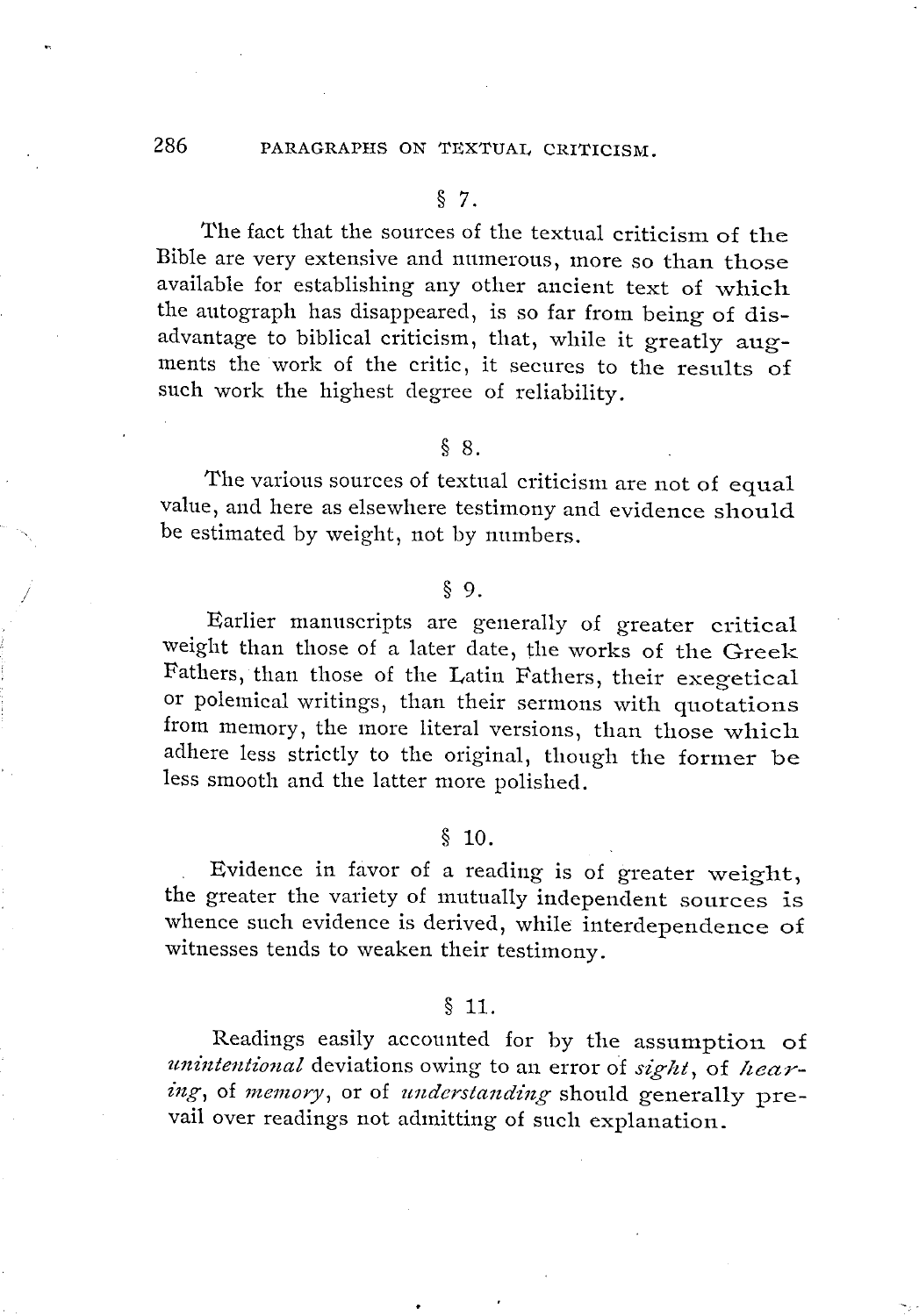§ 7.

The fact that the sources of the textual criticism of the Bible are very extensive and numerous, more so than those available for establishing any other ancient text of which the autograph has disappeared, is so far from being of disadvantage to biblical criticism, that, while it greatly augments the work of the critic, it secures to the results of such work the highest degree of reliability.

§ 8.

The various sources of textual criticism are not of equal value, and here as elsewhere testimony and evidence should be estimated by weight, not by numbers.

§ 9.

Earlier manuscripts are generally of greater critical weight than those of a later date, the works of the Greek Fathers, than those of the Latin Fathers, their exegetical or polemical writings, than their sermons with quotations from memory, the more literal versions, than those which adhere less strictly to the original, though the former be less smooth and the latter more polished.

§ 10.

Evidence in favor of a reading is of greater weight, the greater the variety of mutually independent sources is whence such evidence is derived, while interdependence of witnesses tends to weaken their testimony.

§ 11.

Readings easily accounted for by the assumption of *unintentional* deviations owing to an error of *sight*, of *hearing*, of *memory*, or of *understanding* should generally prevail over readings not admitting of such explanation.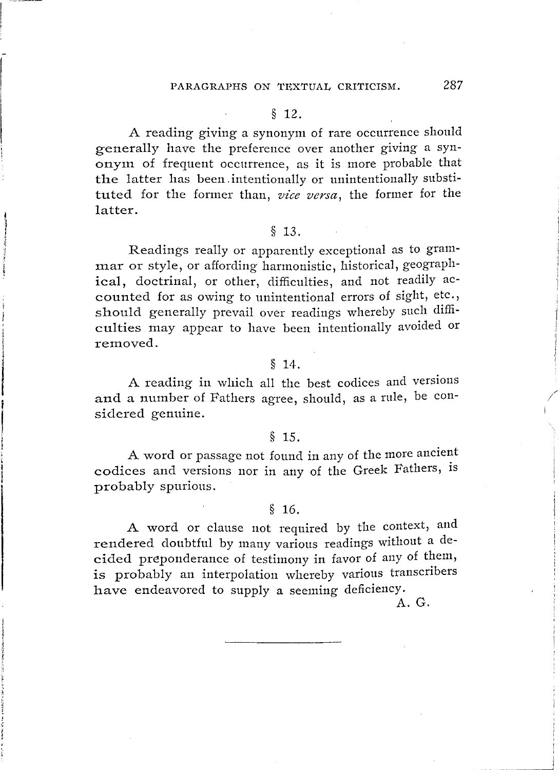§ 12.

A reading giving a synonym of rare occurrence should generally have the preference over another giving a synonym of frequent occurrence, as it is more probable that the latter has been intentionally or unintentionally substituted for the former than, *vice versa*, the former for the latter.

§ 13.

Readings really or apparently exceptional as to grammar or style, or affording harmonistic, historical, geographical, doctrinal, or other, difficulties, and not readily accounted for as owing to unintentional errors of sight, etc., should generally prevail over readings whereby such difficulties may appear to have been intentionally avoided or removed.

§ 14.

A reading in which all the best codices and versions and a number of Fathers agree, should, as a rule, be considered genuine.

§ 15.

A word or passage not found in any of the more ancient codices and versions nor in any of the Greek Fathers, is probably spurious.

§ 16.

A word or clause not required by the context, and rendered doubtful by many various readings without a decided preponderance of testimony in favor of any of them, is probably an interpolation whereby various transcribers have endeavored to supply a seeming deficiency.

A. G.